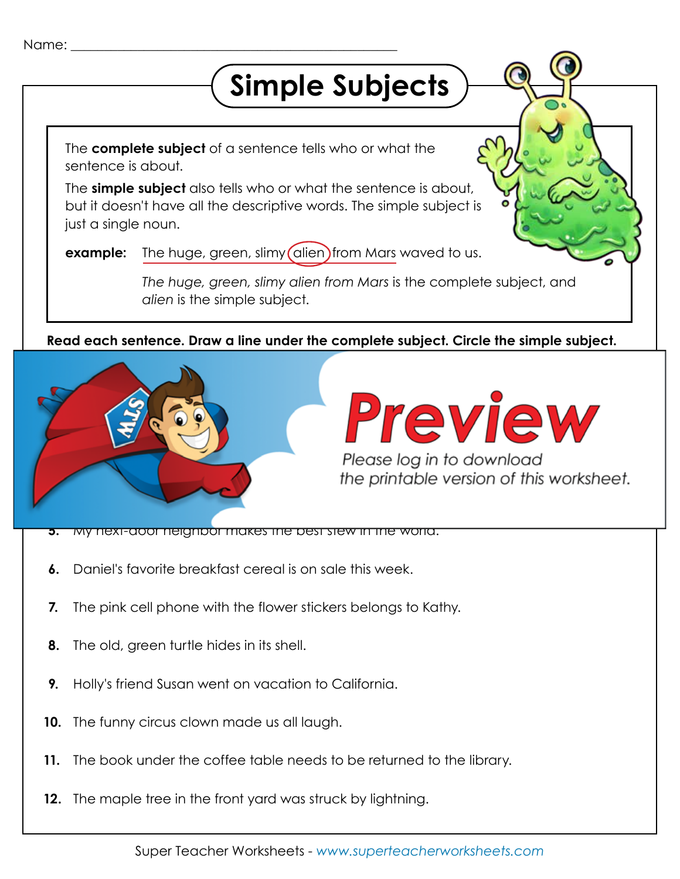Name: ___________________________________________

# Simple Subjects

The **complete subject** of a sentence tells who or what the sentence is about.

The **simple subject** also tells who or what the sentence is about, but it doesn't have all the descriptive words. The simple subject is just a single noun.

**example:** The huge, green, slimy alien from Mars waved to us.

*The huge, green, slimy alien from Mars* is the complete subject, and *alien* is the simple subject.

**Read each sentence. Draw a line under the complete subject. Circle the simple subject.**

Preview

Please log in to download the printable version of this worksheet.

5. My next-door neighbor makes the best stew in the world.

6. Daniel's favorite breakfast cereal is on sale this week.

7. The pink cell phone with the flower stickers belongs to Kathy.

8. The old, green turtle hides in its shell.

9. Holly's friend Susan went on vacation to California.

10. The funny circus clown made us all laugh.

11. The book under the coffee table needs to be returned to the library.

12. The maple tree in the front yard was struck by lightning.

Super Teacher Worksheets - www.superteacherworksheets.com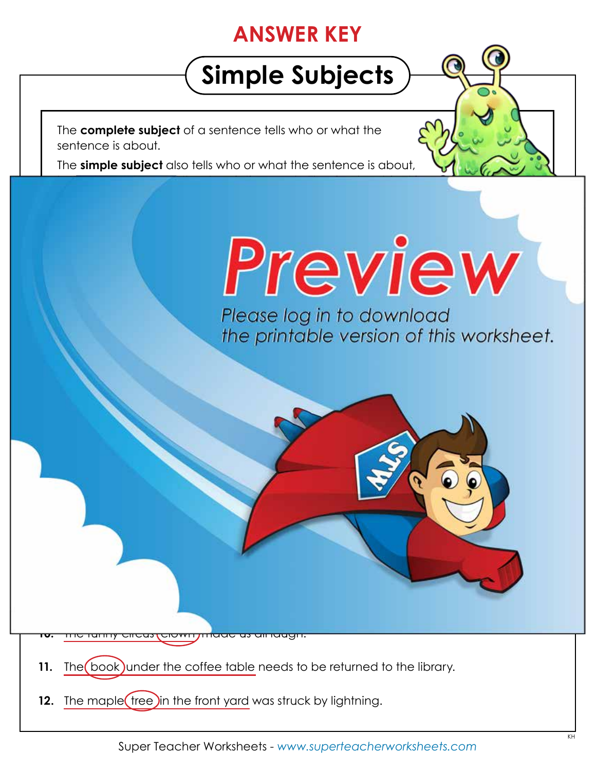# ANSWER KEY

## Simple Subjects

The **complete subject** of a sentence tells who or what the sentence is about.

The **simple subject** also tells who or what the sentence is about,

Preview

Please log in to download the printable version of this worksheet.

10. The funny circus clown made us all laugh.

11. The book under the coffee table needs to be returned to the library.

12. The maple tree in the front yard was struck by lightning.